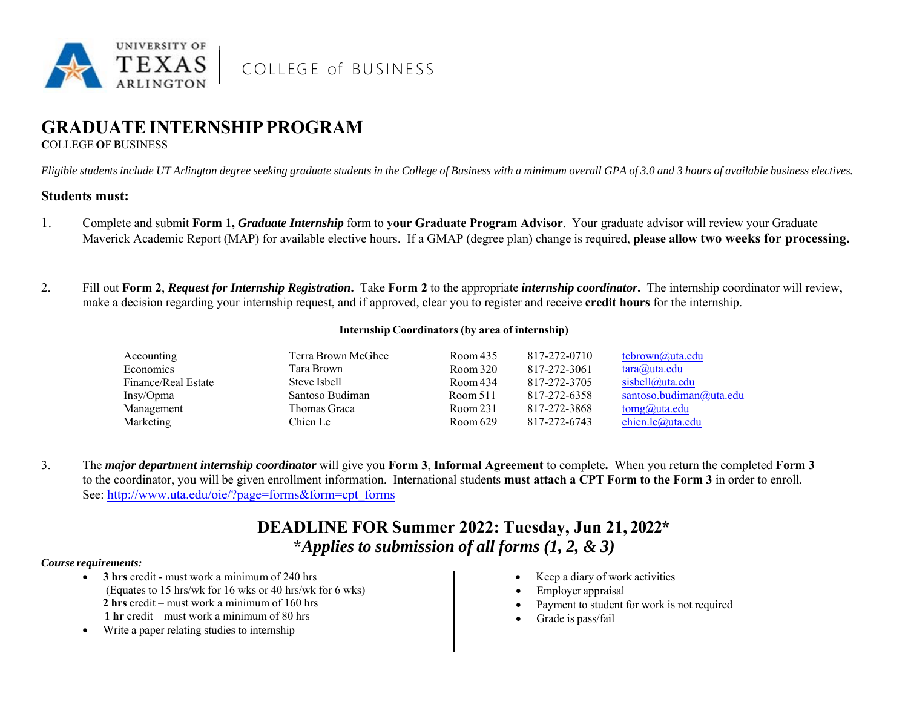UNIVERSITY OF TEXAS ARLINGTON | COLLEGE of BUSINESS

# GRADUATE INTERNSHIP PROGRAM

**C**OLLEGE **O**F **B**USINESS

*Eligible students include UT Arlington degree seeking graduate students in the College of Business with a minimum overall GPA of 3.0 and 3 hours of available business electives.*

### Students must:

1. Complete and submit **Form 1, *Graduate Internship*** form to **your Graduate Program Advisor**. Your graduate advisor will review your Graduate Maverick Academic Report (MAP) for available elective hours. If a GMAP (degree plan) change is required, **please allow two weeks for processing.**

2. Fill out **Form 2**, ***Request for Internship Registration*.** Take **Form 2** to the appropriate ***internship coordinator*.** The internship coordinator will review, make a decision regarding your internship request, and if approved, clear you to register and receive **credit hours** for the internship.

**Internship Coordinators (by area of internship)**

| Area | Coordinator | Room | Phone | Email |
|---|---|---|---|---|
| Accounting | Terra Brown McGhee | Room 435 | 817-272-0710 | tcbrown@uta.edu |
| Economics | Tara Brown | Room 320 | 817-272-3061 | tara@uta.edu |
| Finance/Real Estate | Steve Isbell | Room 434 | 817-272-3705 | sisbell@uta.edu |
| Insy/Opma | Santoso Budiman | Room 511 | 817-272-6358 | santoso.budiman@uta.edu |
| Management | Thomas Graca | Room 231 | 817-272-3868 | tomg@uta.edu |
| Marketing | Chien Le | Room 629 | 817-272-6743 | chien.le@uta.edu |

3. The ***major department internship coordinator*** will give you **Form 3**, **Informal Agreement** to complete**.** When you return the completed **Form 3** to the coordinator, you will be given enrollment information. International students **must attach a CPT Form to the Form 3** in order to enroll. See: http://www.uta.edu/oie/?page=forms&form=cpt_forms

## DEADLINE FOR Summer 2022: Tuesday, Jun 21, 2022*

## **\*Applies to submission of all forms (1, 2, & 3)***

***Course requirements:***

- **3 hrs** credit - must work a minimum of 240 hrs
  (Equates to 15 hrs/wk for 16 wks or 40 hrs/wk for 6 wks)
  **2 hrs** credit – must work a minimum of 160 hrs
  **1 hr** credit – must work a minimum of 80 hrs
- Write a paper relating studies to internship
- Keep a diary of work activities
- Employer appraisal
- Payment to student for work is not required
- Grade is pass/fail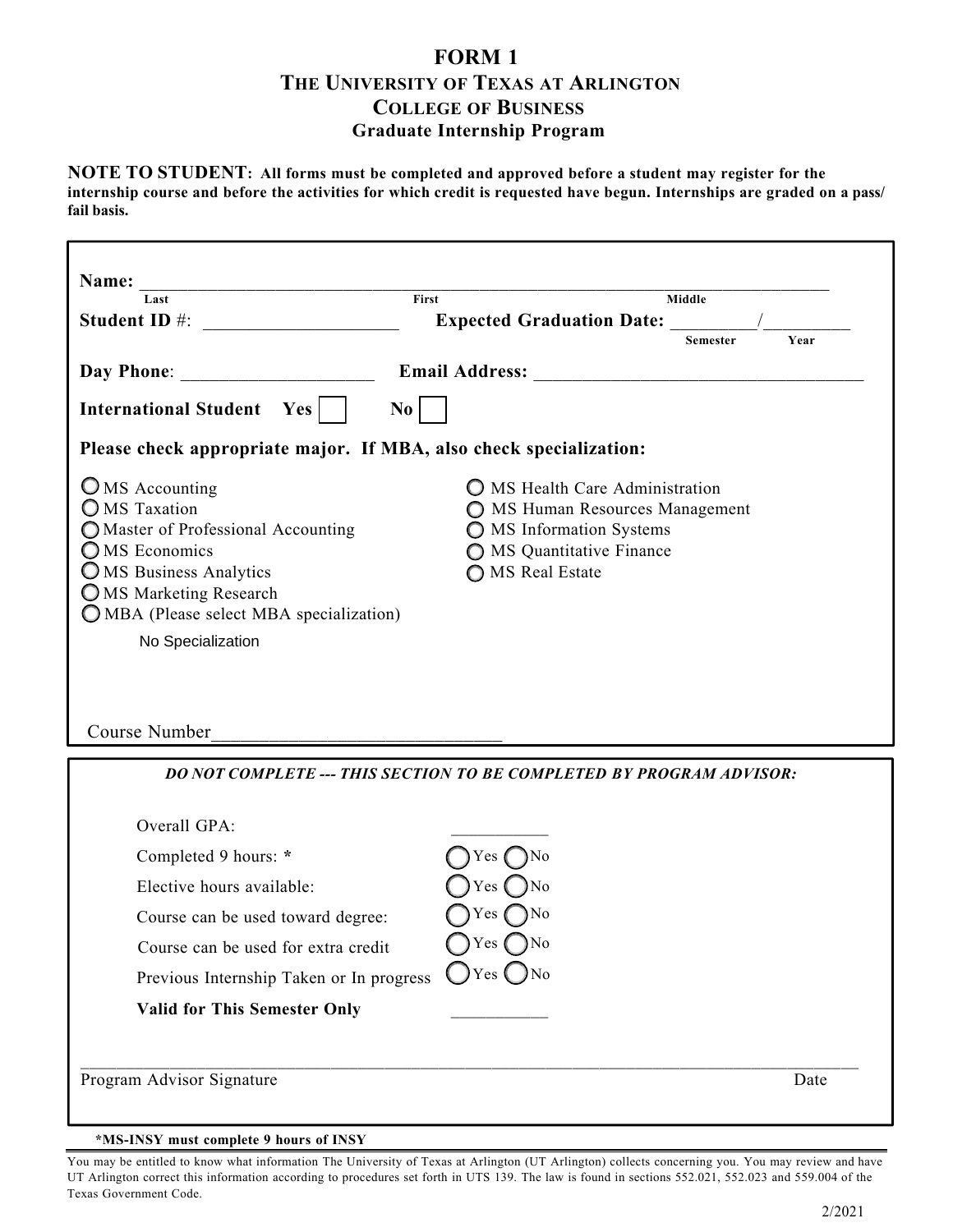# FORM 1

## THE UNIVERSITY OF TEXAS AT ARLINGTON
## COLLEGE OF BUSINESS
### Graduate Internship Program

**NOTE TO STUDENT: All forms must be completed and approved before a student may register for the internship course and before the activities for which credit is requested have begun. Internships are graded on a pass/ fail basis.**

**Name:** ______________________________________________________________
Last                                        First                                        Middle

**Student ID #:** ____________________    **Expected Graduation Date:** ________/_________
Semester    Year

**Day Phone:** ____________________    **Email Address:** __________________________________

**International Student**  Yes ☐    No ☐

**Please check appropriate major. If MBA, also check specialization:**

- ○ MS Accounting
- ○ MS Taxation
- ○ Master of Professional Accounting
- ○ MS Economics
- ○ MS Business Analytics
- ○ MS Marketing Research
- ○ MBA (Please select MBA specialization)
  - No Specialization
- ○ MS Health Care Administration
- ○ MS Human Resources Management
- ○ MS Information Systems
- ○ MS Quantitative Finance
- ○ MS Real Estate

Course Number______________________________

***DO NOT COMPLETE --- THIS SECTION TO BE COMPLETED BY PROGRAM ADVISOR:***

Overall GPA: ___________

Completed 9 hours: * ○ Yes ○ No

Elective hours available: ○ Yes ○ No

Course can be used toward degree: ○ Yes ○ No

Course can be used for extra credit ○ Yes ○ No

Previous Internship Taken or In progress ○ Yes ○ No

**Valid for This Semester Only** ___________

______________________________________________________________________________
Program Advisor Signature                                                                                   Date

***MS-INSY must complete 9 hours of INSY**

You may be entitled to know what information The University of Texas at Arlington (UT Arlington) collects concerning you. You may review and have UT Arlington correct this information according to procedures set forth in UTS 139. The law is found in sections 552.021, 552.023 and 559.004 of the Texas Government Code.

2/2021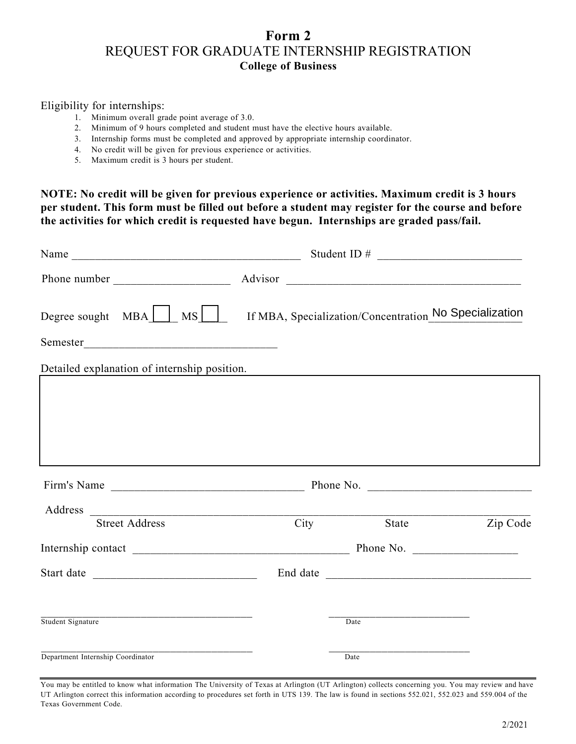# Form 2

## REQUEST FOR GRADUATE INTERNSHIP REGISTRATION

### College of Business

Eligibility for internships:

1. Minimum overall grade point average of 3.0.
2. Minimum of 9 hours completed and student must have the elective hours available.
3. Internship forms must be completed and approved by appropriate internship coordinator.
4. No credit will be given for previous experience or activities.
5. Maximum credit is 3 hours per student.

**NOTE: No credit will be given for previous experience or activities. Maximum credit is 3 hours per student. This form must be filled out before a student may register for the course and before the activities for which credit is requested have begun. Internships are graded pass/fail.**

Name ______________________________________ Student ID # ________________________

Phone number ___________________ Advisor ________________________________________

Degree sought MBA___ MS___ If MBA, Specialization/Concentration No Specialization

Semester________________________________

Detailed explanation of internship position.

Firm's Name ________________________________ Phone No. __________________________

Address ________________________________________________________________________
Street Address City State Zip Code

Internship contact ___________________________________ Phone No. _________________

Start date ___________________________ End date __________________________________

_______________________________________ _________________________
Student Signature Date

_______________________________________ _________________________
Department Internship Coordinator Date

You may be entitled to know what information The University of Texas at Arlington (UT Arlington) collects concerning you. You may review and have UT Arlington correct this information according to procedures set forth in UTS 139. The law is found in sections 552.021, 552.023 and 559.004 of the Texas Government Code.

2/2021